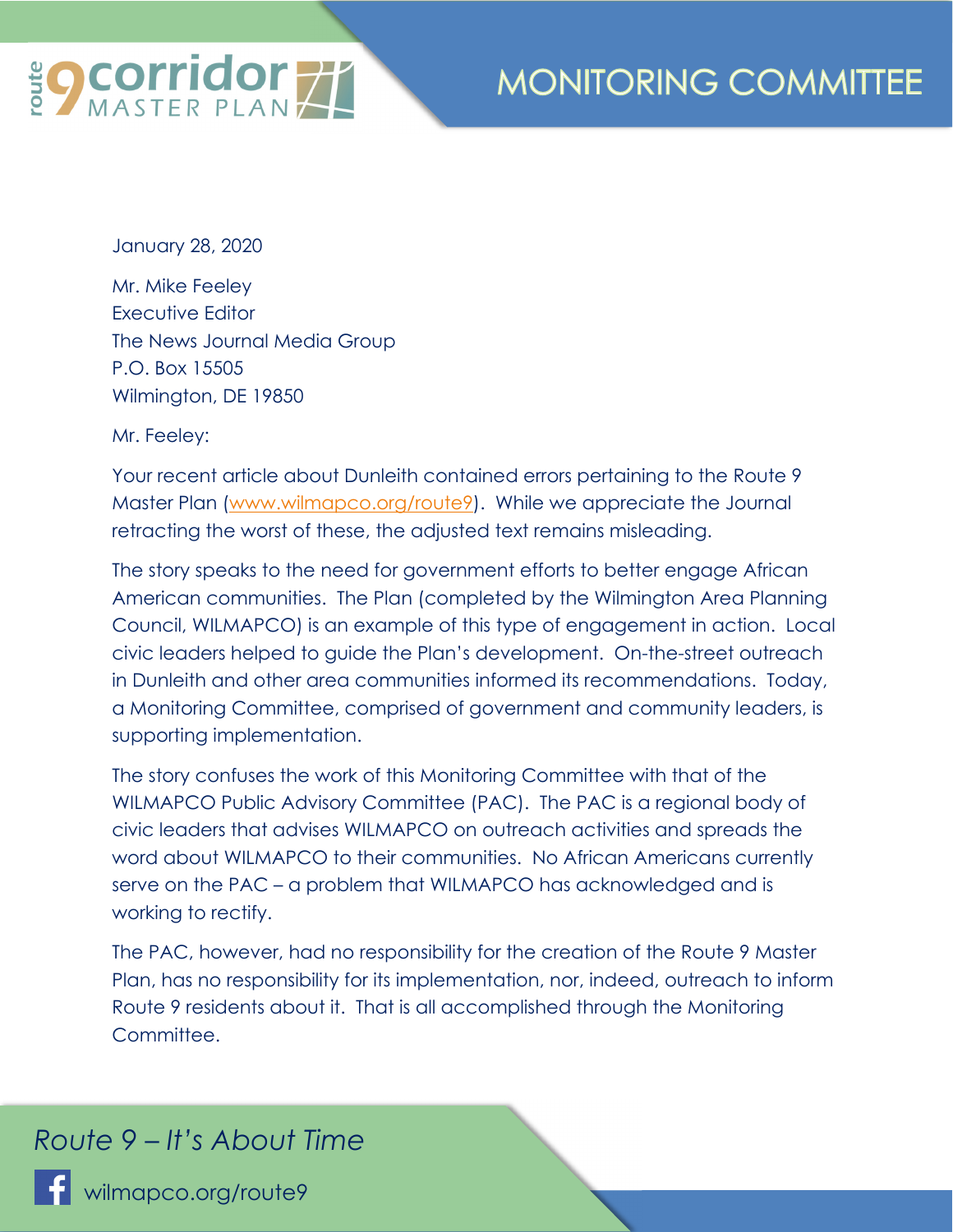route 9 corridor MASTER PLAN

# MONITORING COMMITTEE

January 28, 2020

Mr. Mike Feeley
Executive Editor
The News Journal Media Group
P.O. Box 15505
Wilmington, DE 19850

Mr. Feeley:

Your recent article about Dunleith contained errors pertaining to the Route 9 Master Plan (www.wilmapco.org/route9). While we appreciate the Journal retracting the worst of these, the adjusted text remains misleading.

The story speaks to the need for government efforts to better engage African American communities. The Plan (completed by the Wilmington Area Planning Council, WILMAPCO) is an example of this type of engagement in action. Local civic leaders helped to guide the Plan's development. On-the-street outreach in Dunleith and other area communities informed its recommendations. Today, a Monitoring Committee, comprised of government and community leaders, is supporting implementation.

The story confuses the work of this Monitoring Committee with that of the WILMAPCO Public Advisory Committee (PAC). The PAC is a regional body of civic leaders that advises WILMAPCO on outreach activities and spreads the word about WILMAPCO to their communities. No African Americans currently serve on the PAC – a problem that WILMAPCO has acknowledged and is working to rectify.

The PAC, however, had no responsibility for the creation of the Route 9 Master Plan, has no responsibility for its implementation, nor, indeed, outreach to inform Route 9 residents about it. That is all accomplished through the Monitoring Committee.

*Route 9 – It's About Time*

wilmapco.org/route9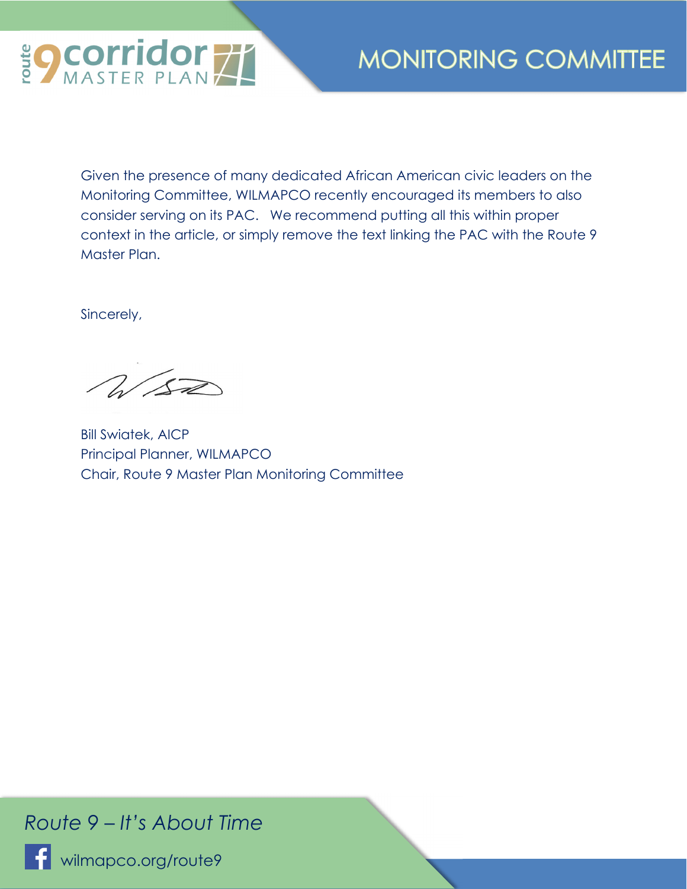Given the presence of many dedicated African American civic leaders on the Monitoring Committee, WILMAPCO recently encouraged its members to also consider serving on its PAC. We recommend putting all this within proper context in the article, or simply remove the text linking the PAC with the Route 9 Master Plan.

Sincerely,

Bill Swiatek, AICP
Principal Planner, WILMAPCO
Chair, Route 9 Master Plan Monitoring Committee